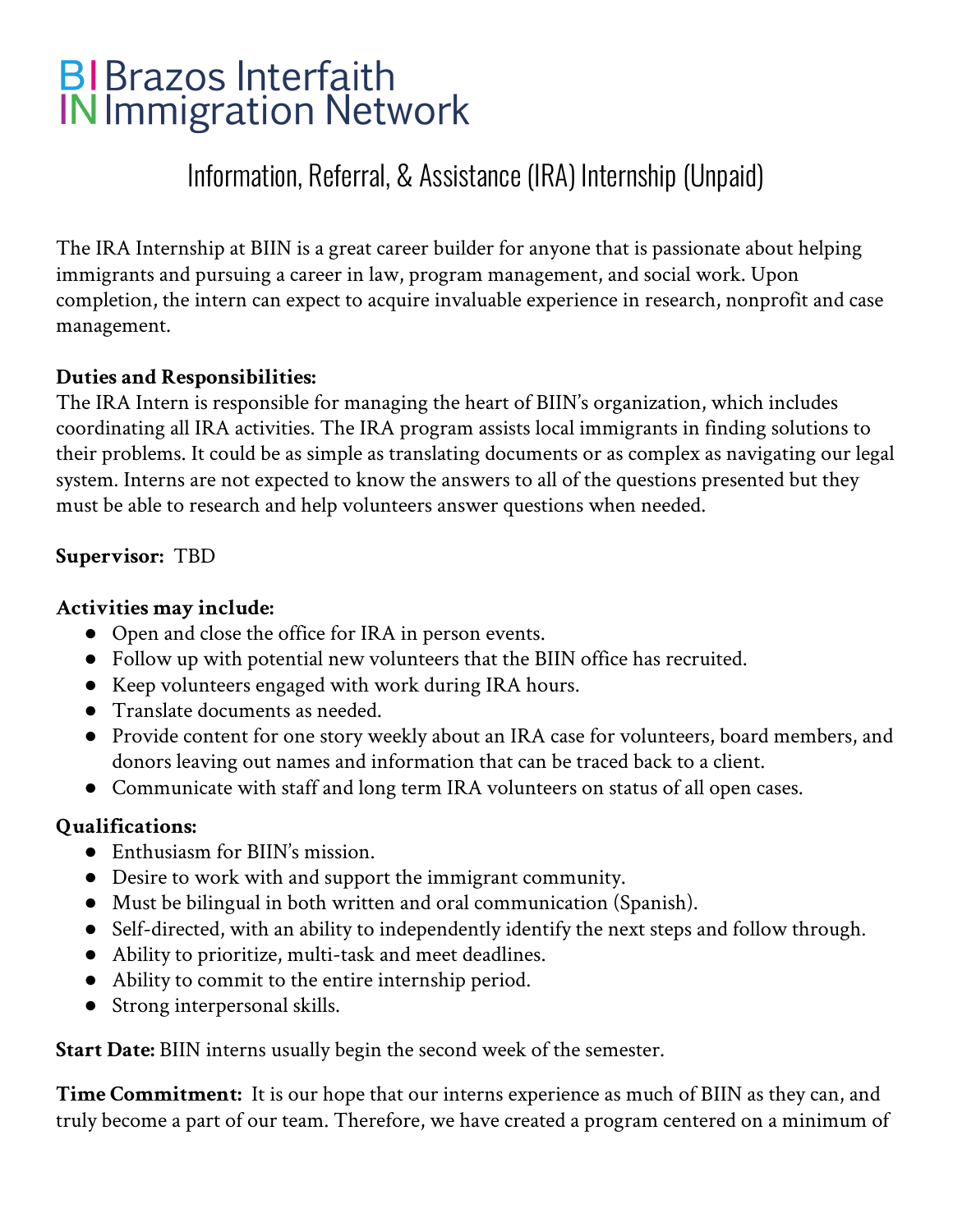# BI Brazos Interfaith IN Immigration Network

## Information, Referral, & Assistance (IRA) Internship (Unpaid)

The IRA Internship at BIIN is a great career builder for anyone that is passionate about helping immigrants and pursuing a career in law, program management, and social work. Upon completion, the intern can expect to acquire invaluable experience in research, nonprofit and case management.

**Duties and Responsibilities:**
The IRA Intern is responsible for managing the heart of BIIN's organization, which includes coordinating all IRA activities. The IRA program assists local immigrants in finding solutions to their problems. It could be as simple as translating documents or as complex as navigating our legal system. Interns are not expected to know the answers to all of the questions presented but they must be able to research and help volunteers answer questions when needed.

**Supervisor:** TBD

**Activities may include:**

- Open and close the office for IRA in person events.
- Follow up with potential new volunteers that the BIIN office has recruited.
- Keep volunteers engaged with work during IRA hours.
- Translate documents as needed.
- Provide content for one story weekly about an IRA case for volunteers, board members, and donors leaving out names and information that can be traced back to a client.
- Communicate with staff and long term IRA volunteers on status of all open cases.

**Qualifications:**

- Enthusiasm for BIIN's mission.
- Desire to work with and support the immigrant community.
- Must be bilingual in both written and oral communication (Spanish).
- Self-directed, with an ability to independently identify the next steps and follow through.
- Ability to prioritize, multi-task and meet deadlines.
- Ability to commit to the entire internship period.
- Strong interpersonal skills.

**Start Date:** BIIN interns usually begin the second week of the semester.

**Time Commitment:** It is our hope that our interns experience as much of BIIN as they can, and truly become a part of our team. Therefore, we have created a program centered on a minimum of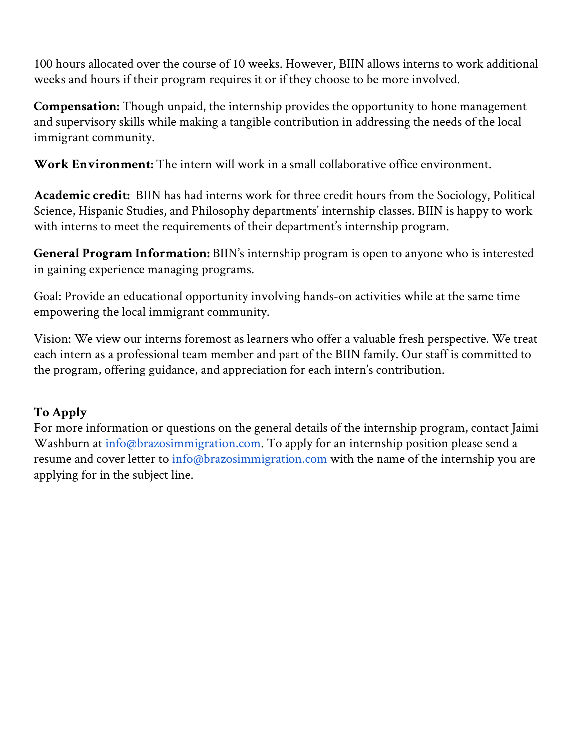100 hours allocated over the course of 10 weeks. However, BIIN allows interns to work additional weeks and hours if their program requires it or if they choose to be more involved.

**Compensation:** Though unpaid, the internship provides the opportunity to hone management and supervisory skills while making a tangible contribution in addressing the needs of the local immigrant community.

**Work Environment:** The intern will work in a small collaborative office environment.

**Academic credit:** BIIN has had interns work for three credit hours from the Sociology, Political Science, Hispanic Studies, and Philosophy departments' internship classes. BIIN is happy to work with interns to meet the requirements of their department's internship program.

**General Program Information:** BIIN's internship program is open to anyone who is interested in gaining experience managing programs.

Goal: Provide an educational opportunity involving hands-on activities while at the same time empowering the local immigrant community.

Vision: We view our interns foremost as learners who offer a valuable fresh perspective. We treat each intern as a professional team member and part of the BIIN family. Our staff is committed to the program, offering guidance, and appreciation for each intern's contribution.

**To Apply**

For more information or questions on the general details of the internship program, contact Jaimi Washburn at info@brazosimmigration.com. To apply for an internship position please send a resume and cover letter to info@brazosimmigration.com with the name of the internship you are applying for in the subject line.